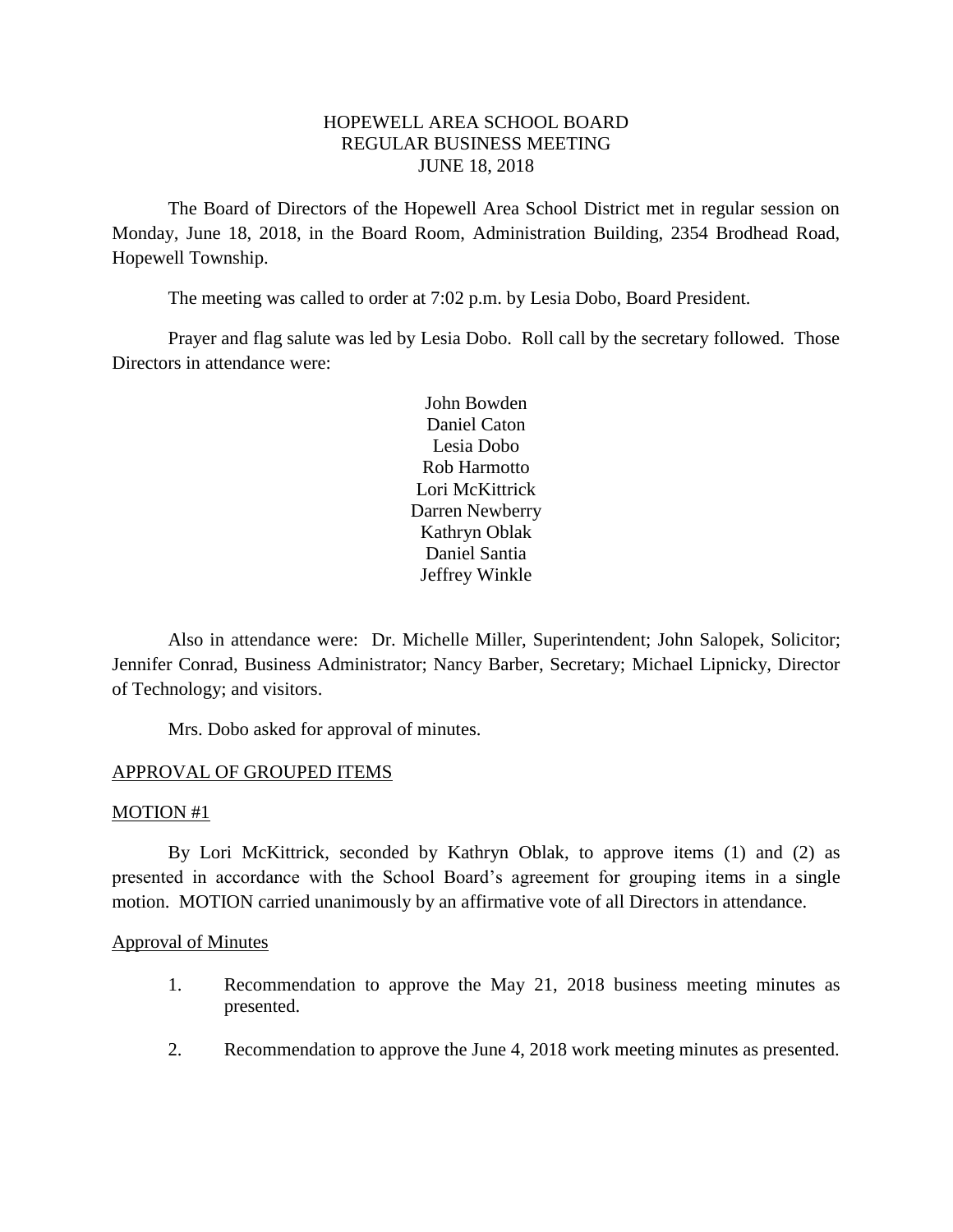# HOPEWELL AREA SCHOOL BOARD
## REGULAR BUSINESS MEETING
### JUNE 18, 2018

The Board of Directors of the Hopewell Area School District met in regular session on Monday, June 18, 2018, in the Board Room, Administration Building, 2354 Brodhead Road, Hopewell Township.

The meeting was called to order at 7:02 p.m. by Lesia Dobo, Board President.

Prayer and flag salute was led by Lesia Dobo. Roll call by the secretary followed. Those Directors in attendance were:

John Bowden
Daniel Caton
Lesia Dobo
Rob Harmotto
Lori McKittrick
Darren Newberry
Kathryn Oblak
Daniel Santia
Jeffrey Winkle

Also in attendance were: Dr. Michelle Miller, Superintendent; John Salopek, Solicitor; Jennifer Conrad, Business Administrator; Nancy Barber, Secretary; Michael Lipnicky, Director of Technology; and visitors.

Mrs. Dobo asked for approval of minutes.

APPROVAL OF GROUPED ITEMS

MOTION #1

By Lori McKittrick, seconded by Kathryn Oblak, to approve items (1) and (2) as presented in accordance with the School Board's agreement for grouping items in a single motion. MOTION carried unanimously by an affirmative vote of all Directors in attendance.

Approval of Minutes

1. Recommendation to approve the May 21, 2018 business meeting minutes as presented.

2. Recommendation to approve the June 4, 2018 work meeting minutes as presented.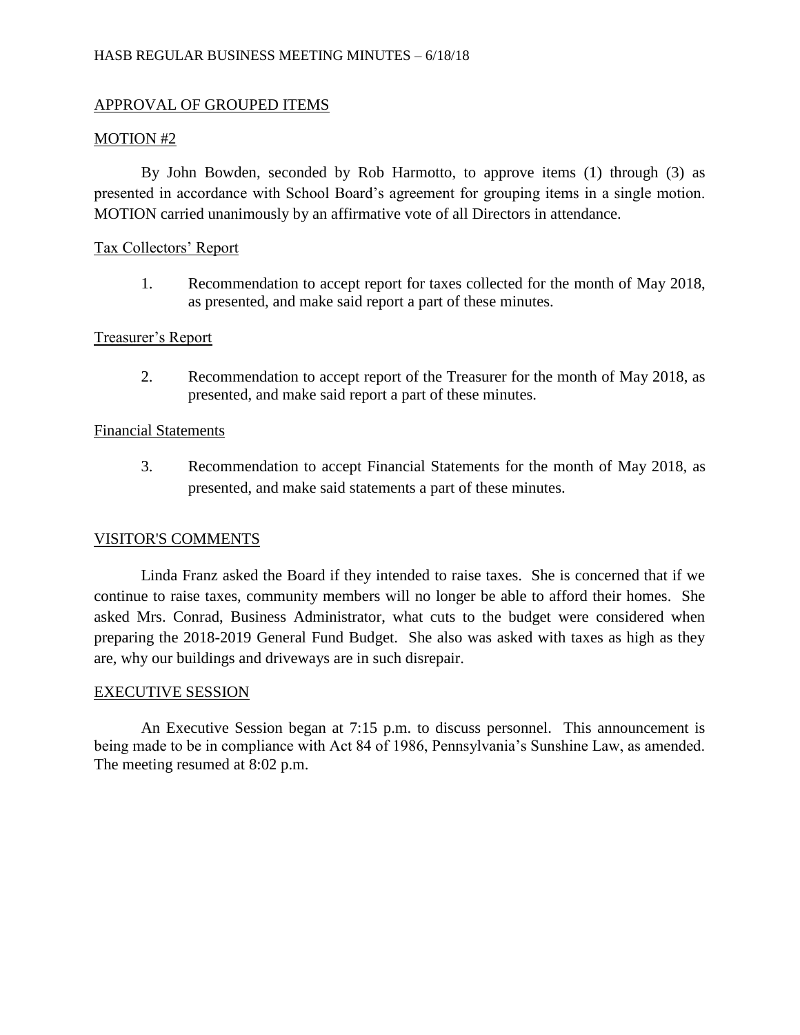## APPROVAL OF GROUPED ITEMS

### MOTION #2

By John Bowden, seconded by Rob Harmotto, to approve items (1) through (3) as presented in accordance with School Board's agreement for grouping items in a single motion. MOTION carried unanimously by an affirmative vote of all Directors in attendance.

### Tax Collectors' Report

1. Recommendation to accept report for taxes collected for the month of May 2018, as presented, and make said report a part of these minutes.

### Treasurer's Report

2. Recommendation to accept report of the Treasurer for the month of May 2018, as presented, and make said report a part of these minutes.

### Financial Statements

3. Recommendation to accept Financial Statements for the month of May 2018, as presented, and make said statements a part of these minutes.

## VISITOR'S COMMENTS

Linda Franz asked the Board if they intended to raise taxes. She is concerned that if we continue to raise taxes, community members will no longer be able to afford their homes. She asked Mrs. Conrad, Business Administrator, what cuts to the budget were considered when preparing the 2018-2019 General Fund Budget. She also was asked with taxes as high as they are, why our buildings and driveways are in such disrepair.

## EXECUTIVE SESSION

An Executive Session began at 7:15 p.m. to discuss personnel. This announcement is being made to be in compliance with Act 84 of 1986, Pennsylvania's Sunshine Law, as amended. The meeting resumed at 8:02 p.m.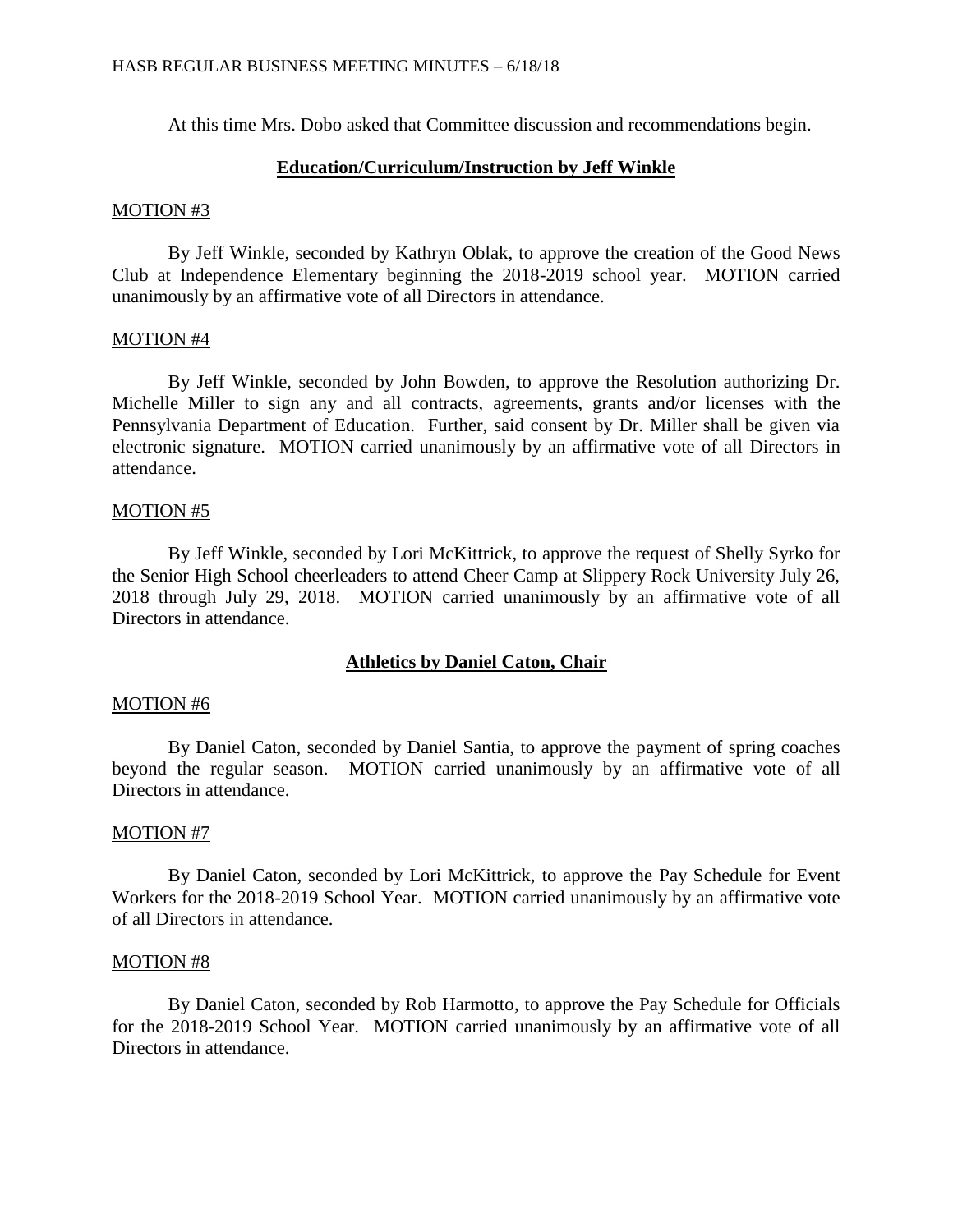At this time Mrs. Dobo asked that Committee discussion and recommendations begin.

## **Education/Curriculum/Instruction by Jeff Winkle**

MOTION #3

By Jeff Winkle, seconded by Kathryn Oblak, to approve the creation of the Good News Club at Independence Elementary beginning the 2018-2019 school year. MOTION carried unanimously by an affirmative vote of all Directors in attendance.

MOTION #4

By Jeff Winkle, seconded by John Bowden, to approve the Resolution authorizing Dr. Michelle Miller to sign any and all contracts, agreements, grants and/or licenses with the Pennsylvania Department of Education. Further, said consent by Dr. Miller shall be given via electronic signature. MOTION carried unanimously by an affirmative vote of all Directors in attendance.

MOTION #5

By Jeff Winkle, seconded by Lori McKittrick, to approve the request of Shelly Syrko for the Senior High School cheerleaders to attend Cheer Camp at Slippery Rock University July 26, 2018 through July 29, 2018. MOTION carried unanimously by an affirmative vote of all Directors in attendance.

## **Athletics by Daniel Caton, Chair**

MOTION #6

By Daniel Caton, seconded by Daniel Santia, to approve the payment of spring coaches beyond the regular season. MOTION carried unanimously by an affirmative vote of all Directors in attendance.

MOTION #7

By Daniel Caton, seconded by Lori McKittrick, to approve the Pay Schedule for Event Workers for the 2018-2019 School Year. MOTION carried unanimously by an affirmative vote of all Directors in attendance.

MOTION #8

By Daniel Caton, seconded by Rob Harmotto, to approve the Pay Schedule for Officials for the 2018-2019 School Year. MOTION carried unanimously by an affirmative vote of all Directors in attendance.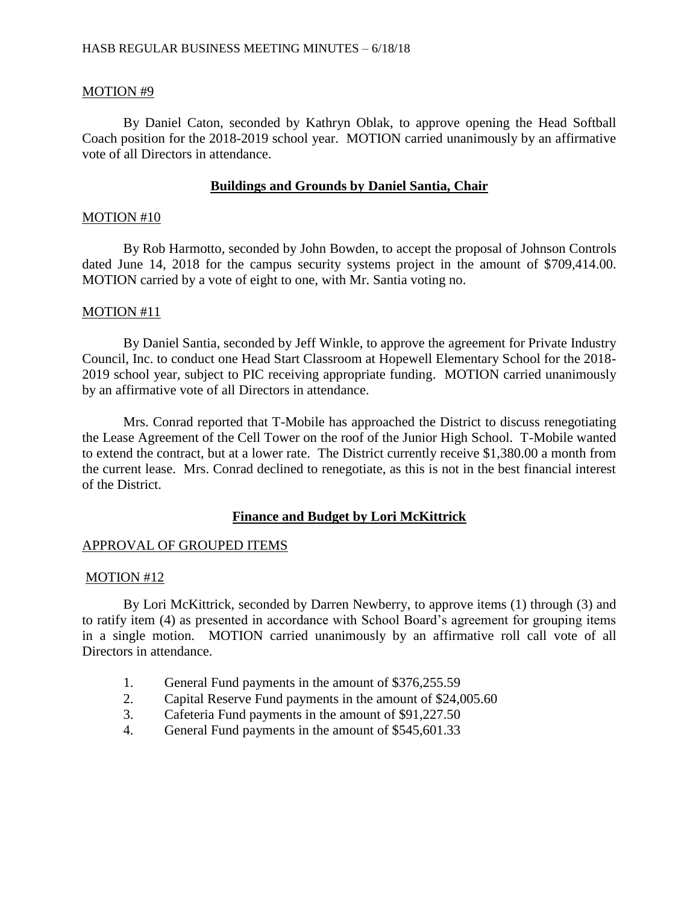MOTION #9

By Daniel Caton, seconded by Kathryn Oblak, to approve opening the Head Softball Coach position for the 2018-2019 school year. MOTION carried unanimously by an affirmative vote of all Directors in attendance.

## **Buildings and Grounds by Daniel Santia, Chair**

MOTION #10

By Rob Harmotto, seconded by John Bowden, to accept the proposal of Johnson Controls dated June 14, 2018 for the campus security systems project in the amount of $709,414.00. MOTION carried by a vote of eight to one, with Mr. Santia voting no.

MOTION #11

By Daniel Santia, seconded by Jeff Winkle, to approve the agreement for Private Industry Council, Inc. to conduct one Head Start Classroom at Hopewell Elementary School for the 2018-2019 school year, subject to PIC receiving appropriate funding. MOTION carried unanimously by an affirmative vote of all Directors in attendance.

Mrs. Conrad reported that T-Mobile has approached the District to discuss renegotiating the Lease Agreement of the Cell Tower on the roof of the Junior High School. T-Mobile wanted to extend the contract, but at a lower rate. The District currently receive $1,380.00 a month from the current lease. Mrs. Conrad declined to renegotiate, as this is not in the best financial interest of the District.

## **Finance and Budget by Lori McKittrick**

APPROVAL OF GROUPED ITEMS

MOTION #12

By Lori McKittrick, seconded by Darren Newberry, to approve items (1) through (3) and to ratify item (4) as presented in accordance with School Board's agreement for grouping items in a single motion. MOTION carried unanimously by an affirmative roll call vote of all Directors in attendance.

1. General Fund payments in the amount of $376,255.59
2. Capital Reserve Fund payments in the amount of $24,005.60
3. Cafeteria Fund payments in the amount of $91,227.50
4. General Fund payments in the amount of $545,601.33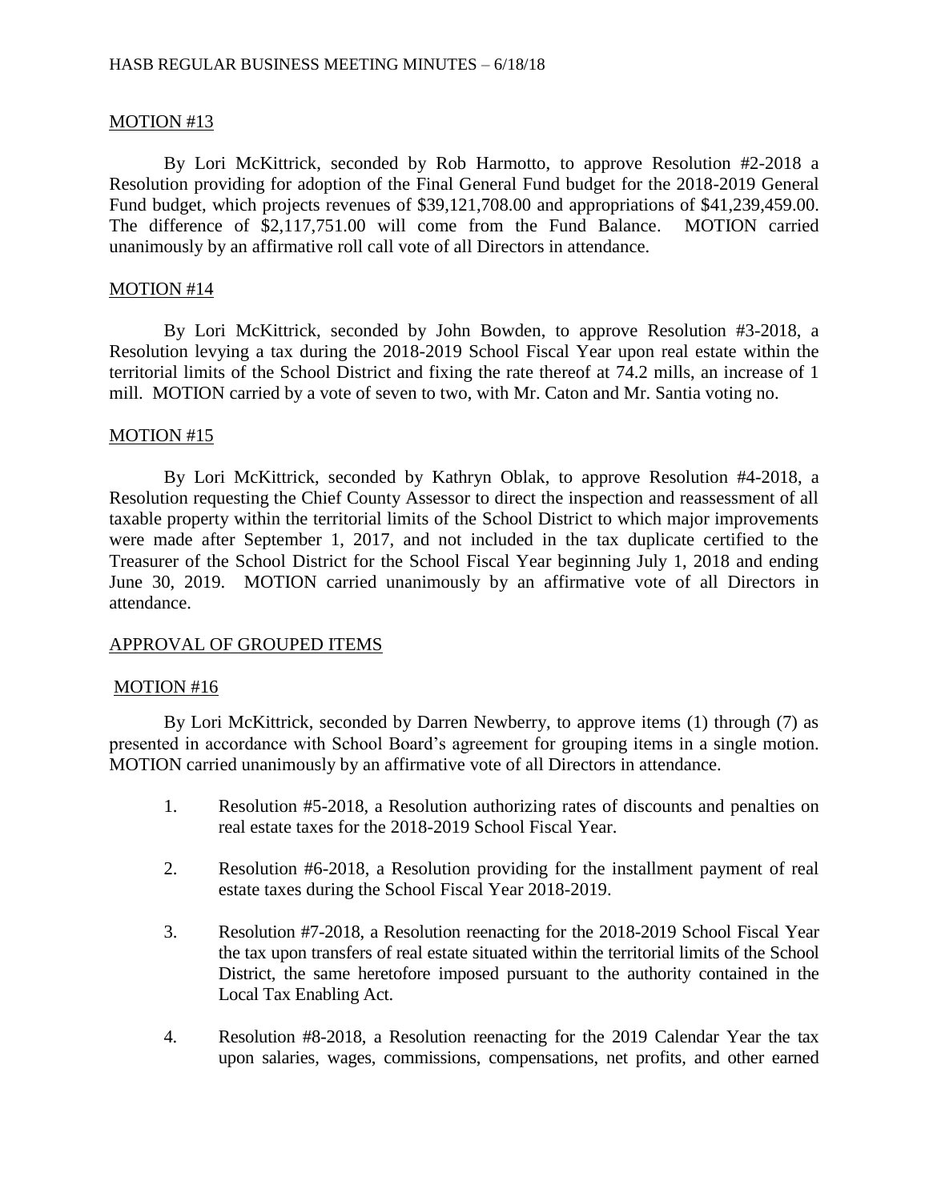MOTION #13

By Lori McKittrick, seconded by Rob Harmotto, to approve Resolution #2-2018 a Resolution providing for adoption of the Final General Fund budget for the 2018-2019 General Fund budget, which projects revenues of $39,121,708.00 and appropriations of $41,239,459.00. The difference of $2,117,751.00 will come from the Fund Balance. MOTION carried unanimously by an affirmative roll call vote of all Directors in attendance.

MOTION #14

By Lori McKittrick, seconded by John Bowden, to approve Resolution #3-2018, a Resolution levying a tax during the 2018-2019 School Fiscal Year upon real estate within the territorial limits of the School District and fixing the rate thereof at 74.2 mills, an increase of 1 mill. MOTION carried by a vote of seven to two, with Mr. Caton and Mr. Santia voting no.

MOTION #15

By Lori McKittrick, seconded by Kathryn Oblak, to approve Resolution #4-2018, a Resolution requesting the Chief County Assessor to direct the inspection and reassessment of all taxable property within the territorial limits of the School District to which major improvements were made after September 1, 2017, and not included in the tax duplicate certified to the Treasurer of the School District for the School Fiscal Year beginning July 1, 2018 and ending June 30, 2019. MOTION carried unanimously by an affirmative vote of all Directors in attendance.

APPROVAL OF GROUPED ITEMS

MOTION #16

By Lori McKittrick, seconded by Darren Newberry, to approve items (1) through (7) as presented in accordance with School Board's agreement for grouping items in a single motion. MOTION carried unanimously by an affirmative vote of all Directors in attendance.

1. Resolution #5-2018, a Resolution authorizing rates of discounts and penalties on real estate taxes for the 2018-2019 School Fiscal Year.

2. Resolution #6-2018, a Resolution providing for the installment payment of real estate taxes during the School Fiscal Year 2018-2019.

3. Resolution #7-2018, a Resolution reenacting for the 2018-2019 School Fiscal Year the tax upon transfers of real estate situated within the territorial limits of the School District, the same heretofore imposed pursuant to the authority contained in the Local Tax Enabling Act.

4. Resolution #8-2018, a Resolution reenacting for the 2019 Calendar Year the tax upon salaries, wages, commissions, compensations, net profits, and other earned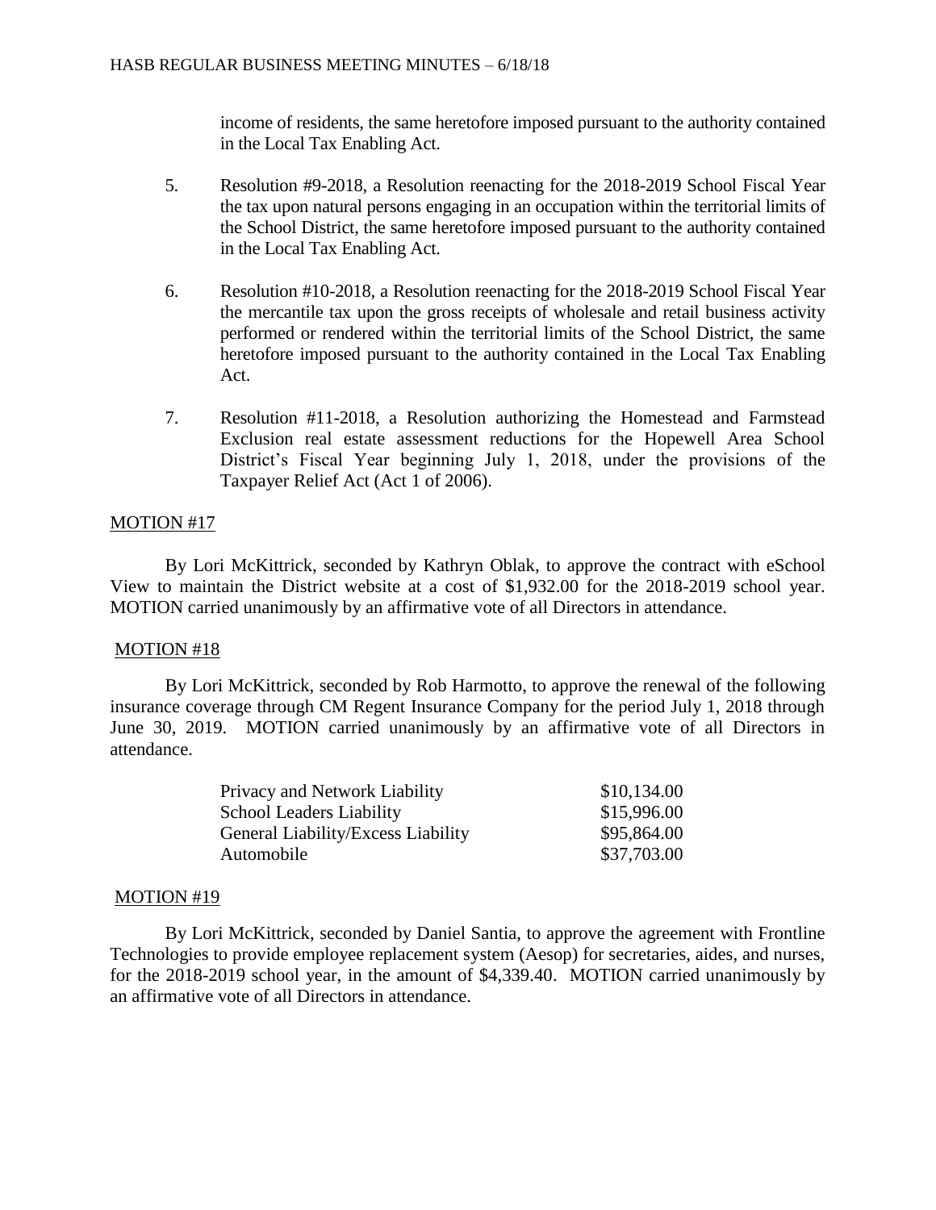income of residents, the same heretofore imposed pursuant to the authority contained in the Local Tax Enabling Act.

5. Resolution #9-2018, a Resolution reenacting for the 2018-2019 School Fiscal Year the tax upon natural persons engaging in an occupation within the territorial limits of the School District, the same heretofore imposed pursuant to the authority contained in the Local Tax Enabling Act.

6. Resolution #10-2018, a Resolution reenacting for the 2018-2019 School Fiscal Year the mercantile tax upon the gross receipts of wholesale and retail business activity performed or rendered within the territorial limits of the School District, the same heretofore imposed pursuant to the authority contained in the Local Tax Enabling Act.

7. Resolution #11-2018, a Resolution authorizing the Homestead and Farmstead Exclusion real estate assessment reductions for the Hopewell Area School District's Fiscal Year beginning July 1, 2018, under the provisions of the Taxpayer Relief Act (Act 1 of 2006).

MOTION #17

By Lori McKittrick, seconded by Kathryn Oblak, to approve the contract with eSchool View to maintain the District website at a cost of $1,932.00 for the 2018-2019 school year. MOTION carried unanimously by an affirmative vote of all Directors in attendance.

MOTION #18

By Lori McKittrick, seconded by Rob Harmotto, to approve the renewal of the following insurance coverage through CM Regent Insurance Company for the period July 1, 2018 through June 30, 2019. MOTION carried unanimously by an affirmative vote of all Directors in attendance.

| | |
|---|---|
| Privacy and Network Liability | $10,134.00 |
| School Leaders Liability | $15,996.00 |
| General Liability/Excess Liability | $95,864.00 |
| Automobile | $37,703.00 |

MOTION #19

By Lori McKittrick, seconded by Daniel Santia, to approve the agreement with Frontline Technologies to provide employee replacement system (Aesop) for secretaries, aides, and nurses, for the 2018-2019 school year, in the amount of $4,339.40. MOTION carried unanimously by an affirmative vote of all Directors in attendance.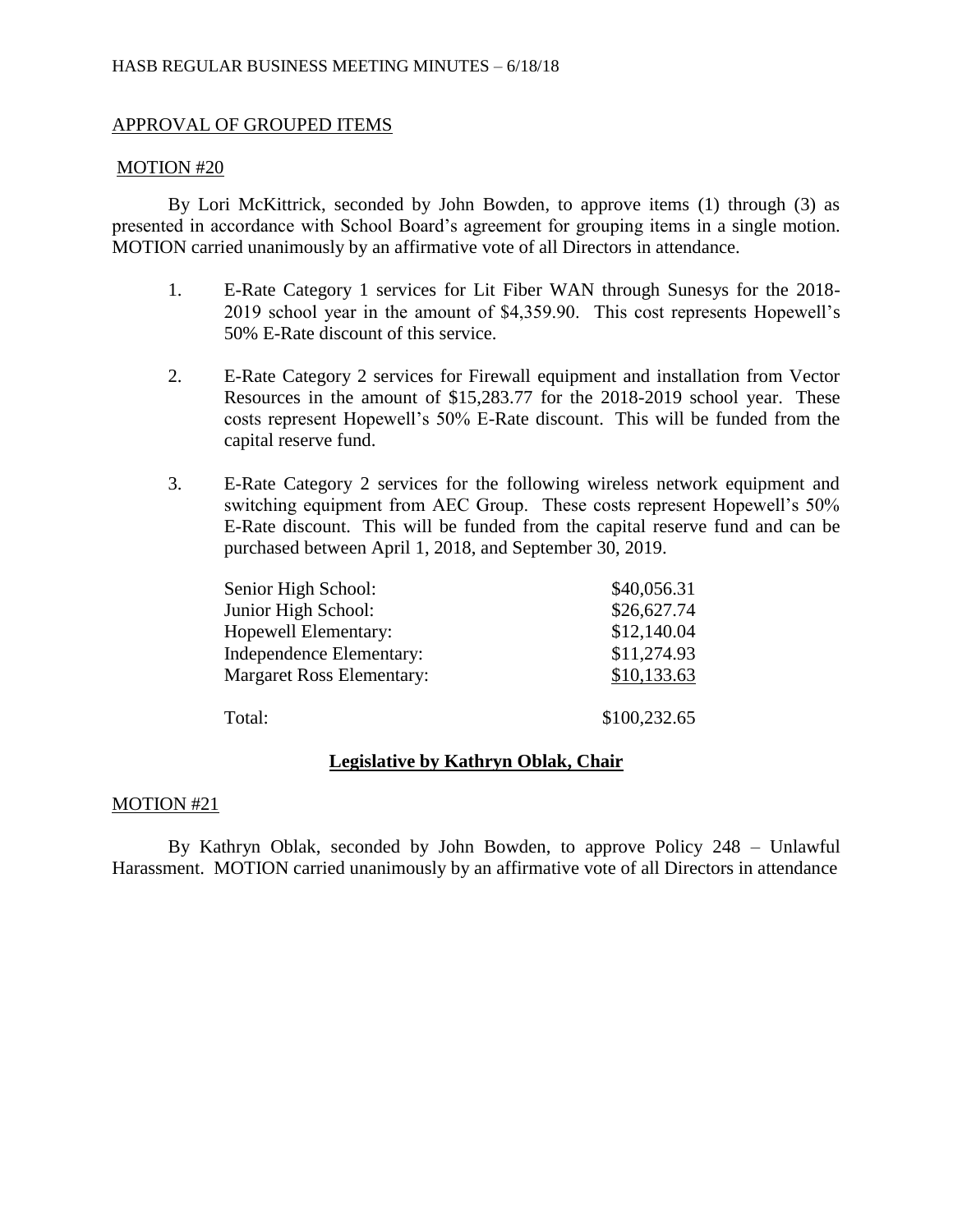APPROVAL OF GROUPED ITEMS

MOTION #20

By Lori McKittrick, seconded by John Bowden, to approve items (1) through (3) as presented in accordance with School Board's agreement for grouping items in a single motion. MOTION carried unanimously by an affirmative vote of all Directors in attendance.

1. E-Rate Category 1 services for Lit Fiber WAN through Sunesys for the 2018-2019 school year in the amount of $4,359.90. This cost represents Hopewell's 50% E-Rate discount of this service.

2. E-Rate Category 2 services for Firewall equipment and installation from Vector Resources in the amount of $15,283.77 for the 2018-2019 school year. These costs represent Hopewell's 50% E-Rate discount. This will be funded from the capital reserve fund.

3. E-Rate Category 2 services for the following wireless network equipment and switching equipment from AEC Group. These costs represent Hopewell's 50% E-Rate discount. This will be funded from the capital reserve fund and can be purchased between April 1, 2018, and September 30, 2019.

| | |
|---|---|
| Senior High School: | $40,056.31 |
| Junior High School: | $26,627.74 |
| Hopewell Elementary: | $12,140.04 |
| Independence Elementary: | $11,274.93 |
| Margaret Ross Elementary: | $10,133.63 |
| Total: | $100,232.65 |

## **Legislative by Kathryn Oblak, Chair**

MOTION #21

By Kathryn Oblak, seconded by John Bowden, to approve Policy 248 – Unlawful Harassment. MOTION carried unanimously by an affirmative vote of all Directors in attendance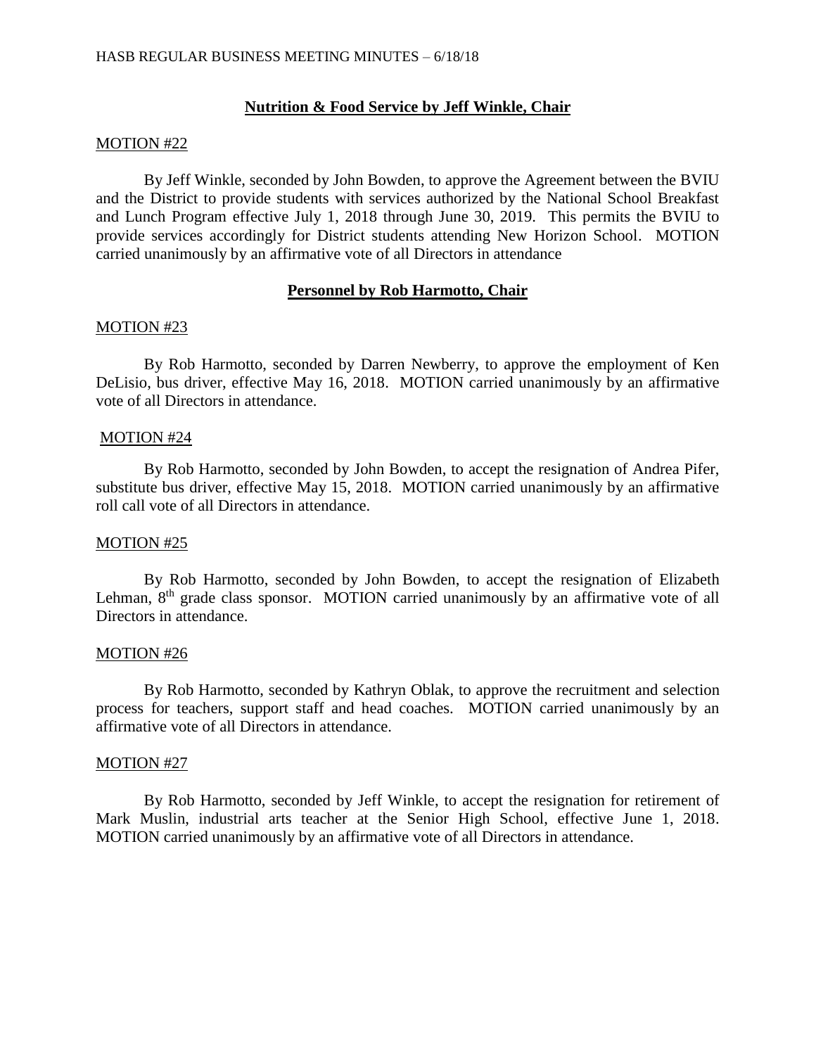## Nutrition & Food Service by Jeff Winkle, Chair

MOTION #22

By Jeff Winkle, seconded by John Bowden, to approve the Agreement between the BVIU and the District to provide students with services authorized by the National School Breakfast and Lunch Program effective July 1, 2018 through June 30, 2019. This permits the BVIU to provide services accordingly for District students attending New Horizon School. MOTION carried unanimously by an affirmative vote of all Directors in attendance

## Personnel by Rob Harmotto, Chair

MOTION #23

By Rob Harmotto, seconded by Darren Newberry, to approve the employment of Ken DeLisio, bus driver, effective May 16, 2018. MOTION carried unanimously by an affirmative vote of all Directors in attendance.

MOTION #24

By Rob Harmotto, seconded by John Bowden, to accept the resignation of Andrea Pifer, substitute bus driver, effective May 15, 2018. MOTION carried unanimously by an affirmative roll call vote of all Directors in attendance.

MOTION #25

By Rob Harmotto, seconded by John Bowden, to accept the resignation of Elizabeth Lehman, 8th grade class sponsor. MOTION carried unanimously by an affirmative vote of all Directors in attendance.

MOTION #26

By Rob Harmotto, seconded by Kathryn Oblak, to approve the recruitment and selection process for teachers, support staff and head coaches. MOTION carried unanimously by an affirmative vote of all Directors in attendance.

MOTION #27

By Rob Harmotto, seconded by Jeff Winkle, to accept the resignation for retirement of Mark Muslin, industrial arts teacher at the Senior High School, effective June 1, 2018. MOTION carried unanimously by an affirmative vote of all Directors in attendance.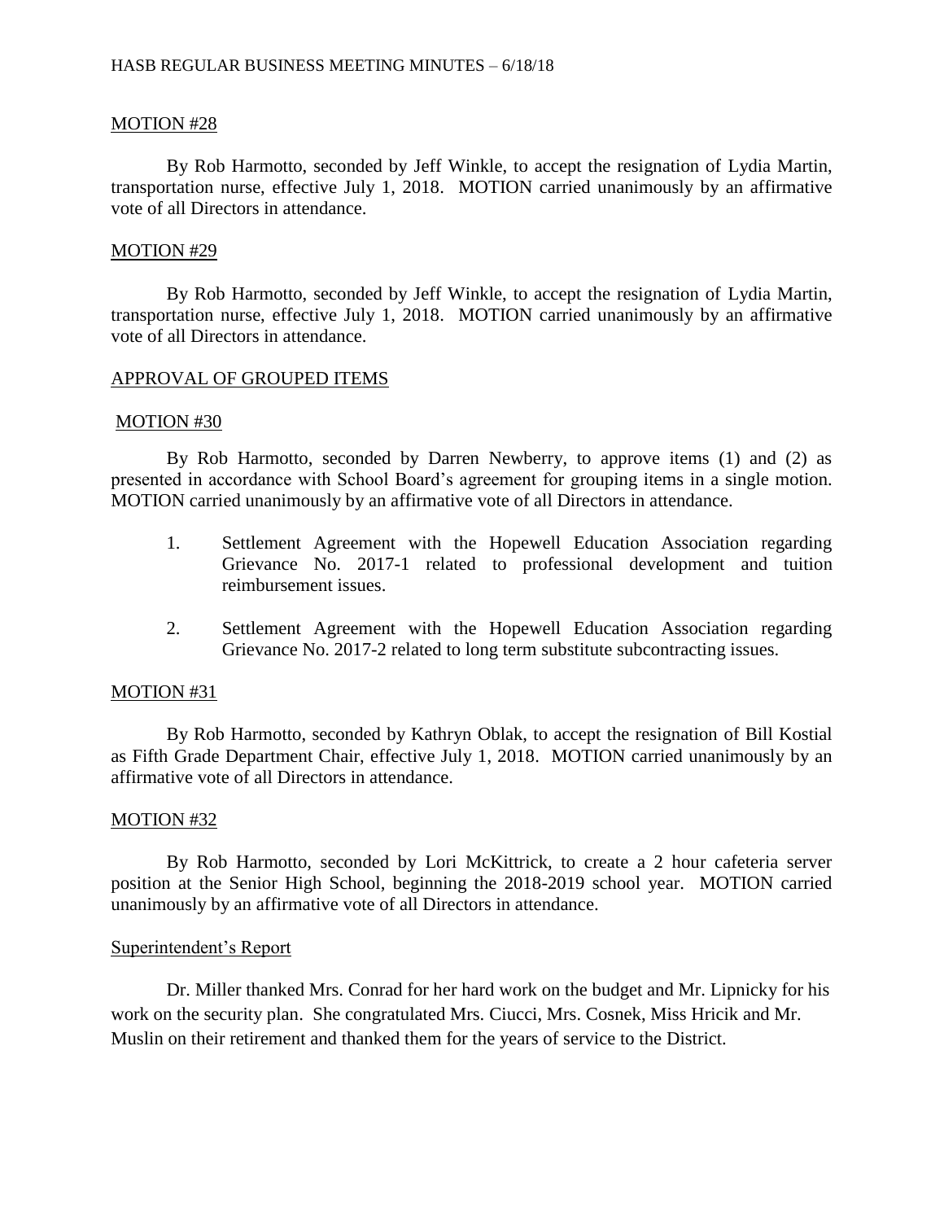MOTION #28

By Rob Harmotto, seconded by Jeff Winkle, to accept the resignation of Lydia Martin, transportation nurse, effective July 1, 2018. MOTION carried unanimously by an affirmative vote of all Directors in attendance.

MOTION #29

By Rob Harmotto, seconded by Jeff Winkle, to accept the resignation of Lydia Martin, transportation nurse, effective July 1, 2018. MOTION carried unanimously by an affirmative vote of all Directors in attendance.

APPROVAL OF GROUPED ITEMS

MOTION #30

By Rob Harmotto, seconded by Darren Newberry, to approve items (1) and (2) as presented in accordance with School Board's agreement for grouping items in a single motion. MOTION carried unanimously by an affirmative vote of all Directors in attendance.

1. Settlement Agreement with the Hopewell Education Association regarding Grievance No. 2017-1 related to professional development and tuition reimbursement issues.

2. Settlement Agreement with the Hopewell Education Association regarding Grievance No. 2017-2 related to long term substitute subcontracting issues.

MOTION #31

By Rob Harmotto, seconded by Kathryn Oblak, to accept the resignation of Bill Kostial as Fifth Grade Department Chair, effective July 1, 2018. MOTION carried unanimously by an affirmative vote of all Directors in attendance.

MOTION #32

By Rob Harmotto, seconded by Lori McKittrick, to create a 2 hour cafeteria server position at the Senior High School, beginning the 2018-2019 school year. MOTION carried unanimously by an affirmative vote of all Directors in attendance.

Superintendent's Report

Dr. Miller thanked Mrs. Conrad for her hard work on the budget and Mr. Lipnicky for his work on the security plan. She congratulated Mrs. Ciucci, Mrs. Cosnek, Miss Hricik and Mr. Muslin on their retirement and thanked them for the years of service to the District.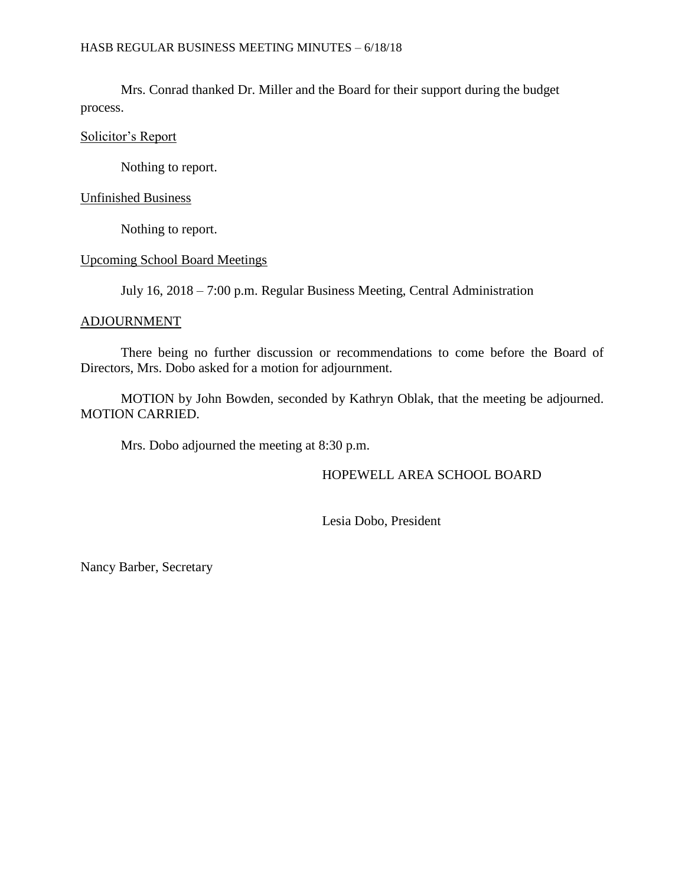Mrs. Conrad thanked Dr. Miller and the Board for their support during the budget process.

Solicitor's Report

Nothing to report.

Unfinished Business

Nothing to report.

Upcoming School Board Meetings

July 16, 2018 – 7:00 p.m. Regular Business Meeting, Central Administration

ADJOURNMENT

There being no further discussion or recommendations to come before the Board of Directors, Mrs. Dobo asked for a motion for adjournment.

MOTION by John Bowden, seconded by Kathryn Oblak, that the meeting be adjourned. MOTION CARRIED.

Mrs. Dobo adjourned the meeting at 8:30 p.m.

HOPEWELL AREA SCHOOL BOARD

Lesia Dobo, President

Nancy Barber, Secretary